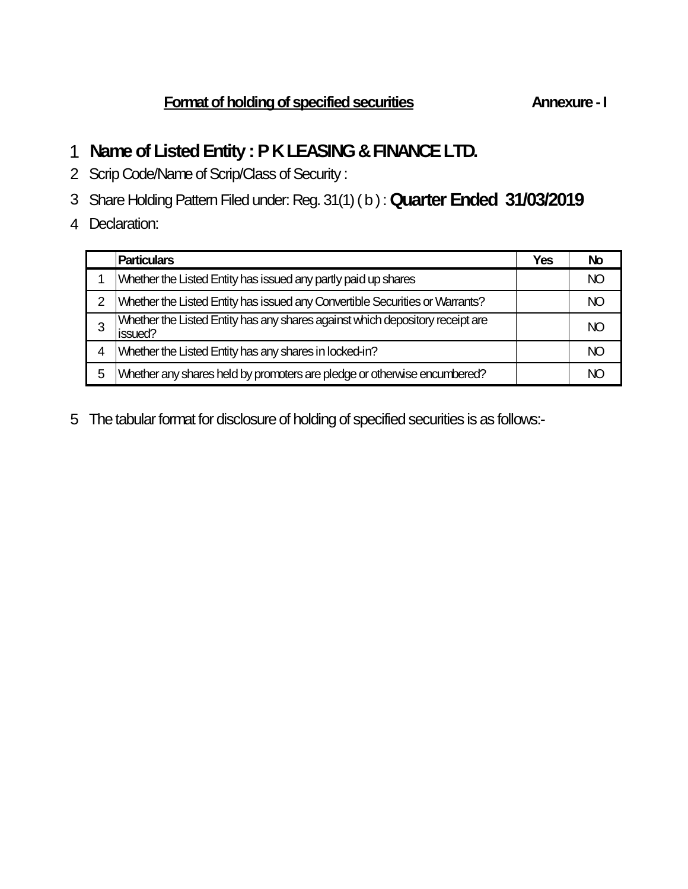## Format of holding of specified securities — Annexure - I

1 **Name of Listed Entity : P K LEASING & FINANCE LTD.**

2 Scrip Code/Name of Scrip/Class of Security :

3 Share Holding Pattern Filed under: Reg. 31(1) ( b ) : **Quarter Ended 31/03/2019**

4 Declaration:

|   | Particulars | Yes | No |
|---|---|---|---|
| 1 | Whether the Listed Entity has issued any partly paid up shares | | NO |
| 2 | Whether the Listed Entity has issued any Convertible Securities or Warrants? | | NO |
| 3 | Whether the Listed Entity has any shares against which depository receipt are issued? | | NO |
| 4 | Whether the Listed Entity has any shares in locked-in? | | NO |
| 5 | Whether any shares held by promoters are pledge or otherwise encumbered? | | NO |

5 The tabular format for disclosure of holding of specified securities is as follows:-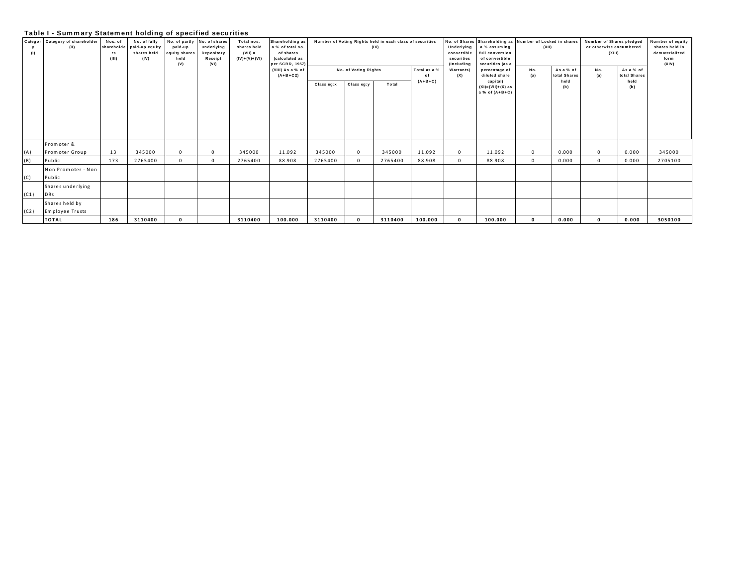## Table I - Summary Statement holding of specified securities

| Category (I) | Category of shareholder (II) | Nos. of shareholders (III) | No. of fully paid-up equity shares held (IV) | No. of partly paid-up equity shares held (V) | No. of shares underlying Depository Receipt (VI) | Total nos. shares held (VII) = (IV)+(V)+(VI) | Shareholding as a % of total no. of shares (calculated as per SCRR, 1957) (VIII) As a % of (A+B+C2) | Number of Voting Rights held in each class of securities (IX) | | | | No. of Shares Underlying convertible securities (Including Warrants) (X) | Shareholding as a % assuming full conversion of convertible securities (as a percentage of diluted share capital) (XI)=(VII)+(X) as a % of (A+B+C) | Number of Locked in shares (XII) | | Number of Shares pledged or otherwise encumbered (XIII) | | Number of equity shares held in dematerialized form (XIV) |
|---|---|---|---|---|---|---|---|---|---|---|---|---|---|---|---|---|---|---|
| | | | | | | | | No. of Voting Rights | | | Total as a % of (A+B+C) | | | No. (a) | As a % of total Shares held (b) | No. (a) | As a % of total Shares held (b) | |
| | | | | | | | | Class eg:x | Class eg:y | Total | | | | | | | | |
| (A) | Promoter & Promoter Group | 13 | 345000 | 0 | 0 | 345000 | 11.092 | 345000 | 0 | 345000 | 11.092 | 0 | 11.092 | 0 | 0.000 | 0 | 0.000 | 345000 |
| (B) | Public | 173 | 2765400 | 0 | 0 | 2765400 | 88.908 | 2765400 | 0 | 2765400 | 88.908 | 0 | 88.908 | 0 | 0.000 | 0 | 0.000 | 2705100 |
| (C) | Non Promoter - Non Public | | | | | | | | | | | | | | | | | |
| (C1) | Shares underlying DRs | | | | | | | | | | | | | | | | | |
| (C2) | Shares held by Employee Trusts | | | | | | | | | | | | | | | | | |
| | **TOTAL** | **186** | **3110400** | **0** | | **3110400** | **100.000** | **3110400** | **0** | **3110400** | **100.000** | **0** | **100.000** | **0** | **0.000** | **0** | **0.000** | **3050100** |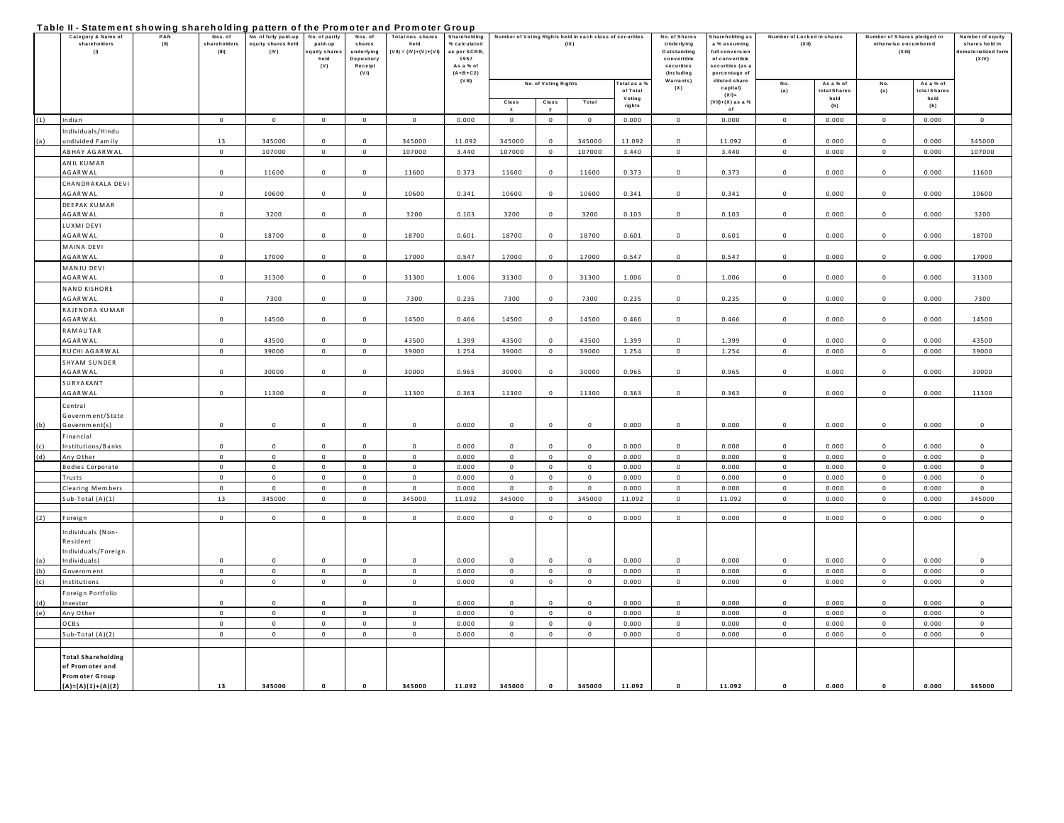**Table II - Statement showing shareholding pattern of the Promoter and Promoter Group**

| | Category & Name of shareholders (I) | PAN (II) | Nos. of shareholders (III) | No. of fully paid-up equity shares held (IV) | No. of partly paid-up equity shares held (V) | Nos. of shares underlying Depository Receipt (VI) | Total nos. shares held (VII) = (IV)+(V)+(VI) | Shareholding % calculated as per SCRR, 1957 As a % of (A+B+C2) (VIII) | Number of Voting Rights held in each class of securities (IX) | | | | No. of Shares Underlying Outstanding convertible securities (Including Warrants) (X) | Shareholding as a % assuming full conversion of convertible securities (as a percentage of diluted share capital) (XI)= (VII)+(X) as a % of | Number of Locked in shares (XII) | | Number of Shares pledged or otherwise encumbered (XIII) | | Number of equity shares held in dematerialized form (XIV) |
|---|---|---|---|---|---|---|---|---|---|---|---|---|---|---|---|---|---|---|---|
| | | | | | | | | | No. of Voting Rights | | | Total as a % of Total Voting rights | | | No. (a) | As a % of total Shares held (b) | No. (a) | As a % of total Shares held (b) | |
| | | | | | | | | | Class x | Class y | Total | | | | | | | | |
| (1) | Indian | | 0 | 0 | 0 | 0 | 0 | 0.000 | 0 | 0 | 0 | 0.000 | 0 | 0.000 | 0 | 0.000 | 0 | 0.000 | 0 |
| (a) | Individuals/Hindu undivided Family | | 13 | 345000 | 0 | 0 | 345000 | 11.092 | 345000 | 0 | 345000 | 11.092 | 0 | 11.092 | 0 | 0.000 | 0 | 0.000 | 345000 |
| | ABHAY AGARWAL | | 0 | 107000 | 0 | 0 | 107000 | 3.440 | 107000 | 0 | 107000 | 3.440 | 0 | 3.440 | 0 | 0.000 | 0 | 0.000 | 107000 |
| | ANIL KUMAR AGARWAL | | 0 | 11600 | 0 | 0 | 11600 | 0.373 | 11600 | 0 | 11600 | 0.373 | 0 | 0.373 | 0 | 0.000 | 0 | 0.000 | 11600 |
| | CHANDRAKALA DEVI AGARWAL | | 0 | 10600 | 0 | 0 | 10600 | 0.341 | 10600 | 0 | 10600 | 0.341 | 0 | 0.341 | 0 | 0.000 | 0 | 0.000 | 10600 |
| | DEEPAK KUMAR AGARWAL | | 0 | 3200 | 0 | 0 | 3200 | 0.103 | 3200 | 0 | 3200 | 0.103 | 0 | 0.103 | 0 | 0.000 | 0 | 0.000 | 3200 |
| | LUXMI DEVI AGARWAL | | 0 | 18700 | 0 | 0 | 18700 | 0.601 | 18700 | 0 | 18700 | 0.601 | 0 | 0.601 | 0 | 0.000 | 0 | 0.000 | 18700 |
| | MAINA DEVI AGARWAL | | 0 | 17000 | 0 | 0 | 17000 | 0.547 | 17000 | 0 | 17000 | 0.547 | 0 | 0.547 | 0 | 0.000 | 0 | 0.000 | 17000 |
| | MANJU DEVI AGARWAL | | 0 | 31300 | 0 | 0 | 31300 | 1.006 | 31300 | 0 | 31300 | 1.006 | 0 | 1.006 | 0 | 0.000 | 0 | 0.000 | 31300 |
| | NAND KISHORE AGARWAL | | 0 | 7300 | 0 | 0 | 7300 | 0.235 | 7300 | 0 | 7300 | 0.235 | 0 | 0.235 | 0 | 0.000 | 0 | 0.000 | 7300 |
| | RAJENDRA KUMAR AGARWAL | | 0 | 14500 | 0 | 0 | 14500 | 0.466 | 14500 | 0 | 14500 | 0.466 | 0 | 0.466 | 0 | 0.000 | 0 | 0.000 | 14500 |
| | RAMAUTAR AGARWAL | | 0 | 43500 | 0 | 0 | 43500 | 1.399 | 43500 | 0 | 43500 | 1.399 | 0 | 1.399 | 0 | 0.000 | 0 | 0.000 | 43500 |
| | RUCHI AGARWAL | | 0 | 39000 | 0 | 0 | 39000 | 1.254 | 39000 | 0 | 39000 | 1.254 | 0 | 1.254 | 0 | 0.000 | 0 | 0.000 | 39000 |
| | SHYAM SUNDER AGARWAL | | 0 | 30000 | 0 | 0 | 30000 | 0.965 | 30000 | 0 | 30000 | 0.965 | 0 | 0.965 | 0 | 0.000 | 0 | 0.000 | 30000 |
| | SURYAKANT AGARWAL | | 0 | 11300 | 0 | 0 | 11300 | 0.363 | 11300 | 0 | 11300 | 0.363 | 0 | 0.363 | 0 | 0.000 | 0 | 0.000 | 11300 |
| (b) | Central Government/State Government(s) | | 0 | 0 | 0 | 0 | 0 | 0.000 | 0 | 0 | 0 | 0.000 | 0 | 0.000 | 0 | 0.000 | 0 | 0.000 | 0 |
| (c) | Financial Institutions/Banks | | 0 | 0 | 0 | 0 | 0 | 0.000 | 0 | 0 | 0 | 0.000 | 0 | 0.000 | 0 | 0.000 | 0 | 0.000 | 0 |
| (d) | Any Other | | 0 | 0 | 0 | 0 | 0 | 0.000 | 0 | 0 | 0 | 0.000 | 0 | 0.000 | 0 | 0.000 | 0 | 0.000 | 0 |
| | Bodies Corporate | | 0 | 0 | 0 | 0 | 0 | 0.000 | 0 | 0 | 0 | 0.000 | 0 | 0.000 | 0 | 0.000 | 0 | 0.000 | 0 |
| | Trusts | | 0 | 0 | 0 | 0 | 0 | 0.000 | 0 | 0 | 0 | 0.000 | 0 | 0.000 | 0 | 0.000 | 0 | 0.000 | 0 |
| | Clearing Members | | 0 | 0 | 0 | 0 | 0 | 0.000 | 0 | 0 | 0 | 0.000 | 0 | 0.000 | 0 | 0.000 | 0 | 0.000 | 0 |
| | Sub-Total (A)(1) | | 13 | 345000 | 0 | 0 | 345000 | 11.092 | 345000 | 0 | 345000 | 11.092 | 0 | 11.092 | 0 | 0.000 | 0 | 0.000 | 345000 |
| (2) | Foreign | | 0 | 0 | 0 | 0 | 0 | 0.000 | 0 | 0 | 0 | 0.000 | 0 | 0.000 | 0 | 0.000 | 0 | 0.000 | 0 |
| (a) | Individuals (Non-Resident Individuals/Foreign Individuals) | | 0 | 0 | 0 | 0 | 0 | 0.000 | 0 | 0 | 0 | 0.000 | 0 | 0.000 | 0 | 0.000 | 0 | 0.000 | 0 |
| (b) | Government | | 0 | 0 | 0 | 0 | 0 | 0.000 | 0 | 0 | 0 | 0.000 | 0 | 0.000 | 0 | 0.000 | 0 | 0.000 | 0 |
| (c) | Institutions | | 0 | 0 | 0 | 0 | 0 | 0.000 | 0 | 0 | 0 | 0.000 | 0 | 0.000 | 0 | 0.000 | 0 | 0.000 | 0 |
| (d) | Foreign Portfolio Investor | | 0 | 0 | 0 | 0 | 0 | 0.000 | 0 | 0 | 0 | 0.000 | 0 | 0.000 | 0 | 0.000 | 0 | 0.000 | 0 |
| (e) | Any Other | | 0 | 0 | 0 | 0 | 0 | 0.000 | 0 | 0 | 0 | 0.000 | 0 | 0.000 | 0 | 0.000 | 0 | 0.000 | 0 |
| | OCBs | | 0 | 0 | 0 | 0 | 0 | 0.000 | 0 | 0 | 0 | 0.000 | 0 | 0.000 | 0 | 0.000 | 0 | 0.000 | 0 |
| | Sub-Total (A)(2) | | 0 | 0 | 0 | 0 | 0 | 0.000 | 0 | 0 | 0 | 0.000 | 0 | 0.000 | 0 | 0.000 | 0 | 0.000 | 0 |
| | **Total Shareholding of Promoter and Promoter Group (A)=(A)(1)+(A)(2)** | | **13** | **345000** | **0** | **0** | **345000** | **11.092** | **345000** | **0** | **345000** | **11.092** | **0** | **11.092** | **0** | **0.000** | **0** | **0.000** | **345000** |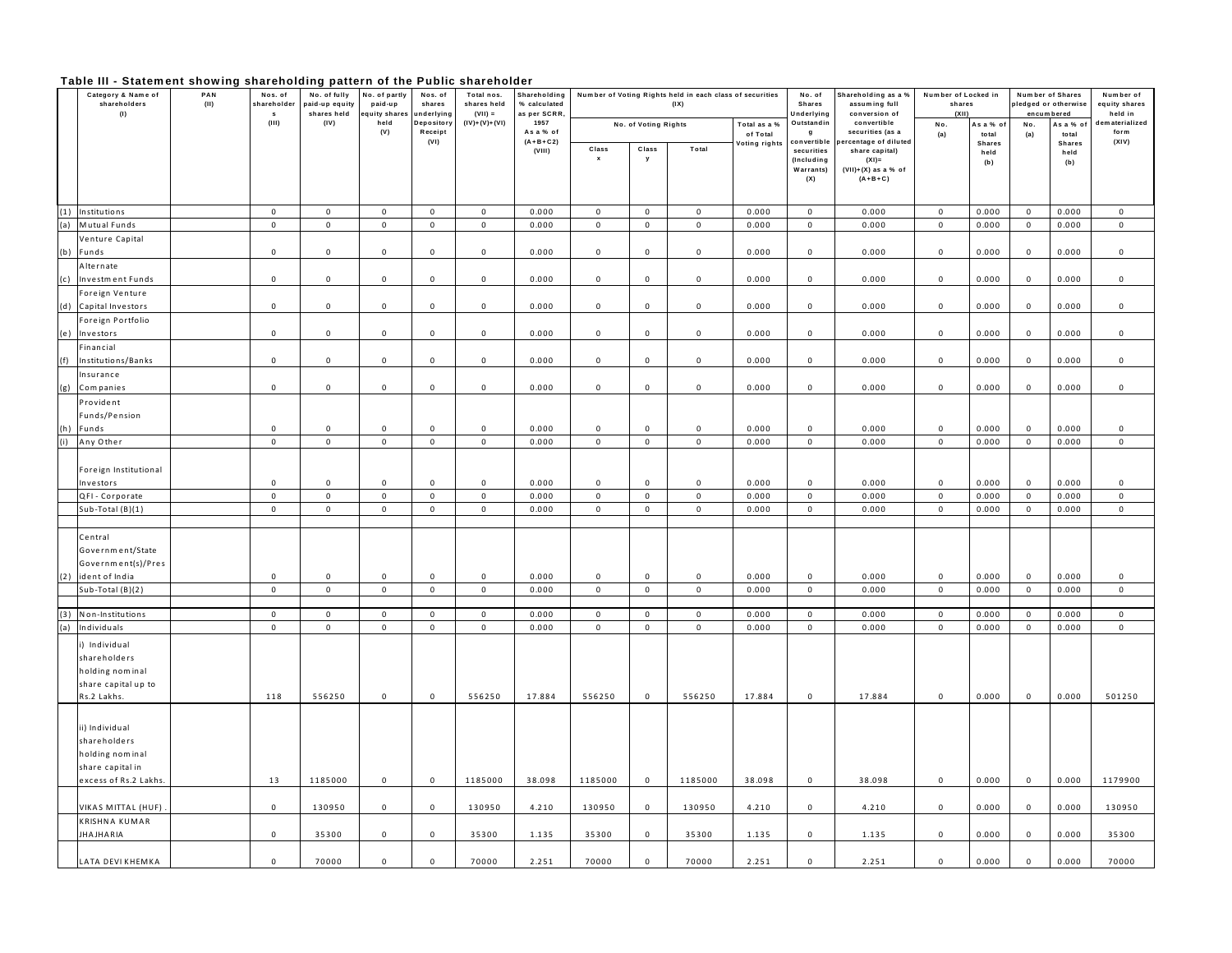## Table III - Statement showing shareholding pattern of the Public shareholder

| | Category & Name of shareholders (I) | PAN (II) | Nos. of shareholders (III) | No. of fully paid-up equity shares held (IV) | No. of partly paid-up equity shares held (V) | Nos. of shares underlying Depository Receipt (VI) | Total nos. shares held (VII) = (IV)+(V)+(VI) | Shareholding % calculated as per SCRR, 1957 As a % of (A+B+C2) (VIII) | Number of Voting Rights held in each class of securities (IX) | | | | No. of Shares Underlying Outstanding convertible securities (Including Warrants) (X) | Shareholding as a % assuming full conversion of convertible securities (as a percentage of diluted share capital) (XI)= (VII)+(X) as a % of (A+B+C) | Number of Locked in shares (XII) | | Number of Shares pledged or otherwise encumbered | | Number of equity shares held in dematerialized form (XIV) |
|---|---|---|---|---|---|---|---|---|---|---|---|---|---|---|---|---|---|---|---|
| | | | | | | | | | No. of Voting Rights | | | Total as a % of Total Voting rights | | | No. (a) | As a % of total Shares held (b) | No. (a) | As a % of total Shares held (b) | |
| | | | | | | | | | Class x | Class y | Total | | | | | | | | |
| (1) | Institutions | | 0 | 0 | 0 | 0 | 0 | 0.000 | 0 | 0 | 0 | 0.000 | 0 | 0.000 | 0 | 0.000 | 0 | 0.000 | 0 |
| (a) | Mutual Funds | | 0 | 0 | 0 | 0 | 0 | 0.000 | 0 | 0 | 0 | 0.000 | 0 | 0.000 | 0 | 0.000 | 0 | 0.000 | 0 |
| (b) | Venture Capital Funds | | 0 | 0 | 0 | 0 | 0 | 0.000 | 0 | 0 | 0 | 0.000 | 0 | 0.000 | 0 | 0.000 | 0 | 0.000 | 0 |
| (c) | Alternate Investment Funds | | 0 | 0 | 0 | 0 | 0 | 0.000 | 0 | 0 | 0 | 0.000 | 0 | 0.000 | 0 | 0.000 | 0 | 0.000 | 0 |
| (d) | Foreign Venture Capital Investors | | 0 | 0 | 0 | 0 | 0 | 0.000 | 0 | 0 | 0 | 0.000 | 0 | 0.000 | 0 | 0.000 | 0 | 0.000 | 0 |
| (e) | Foreign Portfolio Investors | | 0 | 0 | 0 | 0 | 0 | 0.000 | 0 | 0 | 0 | 0.000 | 0 | 0.000 | 0 | 0.000 | 0 | 0.000 | 0 |
| (f) | Financial Institutions/Banks | | 0 | 0 | 0 | 0 | 0 | 0.000 | 0 | 0 | 0 | 0.000 | 0 | 0.000 | 0 | 0.000 | 0 | 0.000 | 0 |
| (g) | Insurance Companies | | 0 | 0 | 0 | 0 | 0 | 0.000 | 0 | 0 | 0 | 0.000 | 0 | 0.000 | 0 | 0.000 | 0 | 0.000 | 0 |
| (h) | Provident Funds/Pension Funds | | 0 | 0 | 0 | 0 | 0 | 0.000 | 0 | 0 | 0 | 0.000 | 0 | 0.000 | 0 | 0.000 | 0 | 0.000 | 0 |
| (i) | Any Other | | 0 | 0 | 0 | 0 | 0 | 0.000 | 0 | 0 | 0 | 0.000 | 0 | 0.000 | 0 | 0.000 | 0 | 0.000 | 0 |
| | Foreign Institutional Investors | | 0 | 0 | 0 | 0 | 0 | 0.000 | 0 | 0 | 0 | 0.000 | 0 | 0.000 | 0 | 0.000 | 0 | 0.000 | 0 |
| | QFI - Corporate | | 0 | 0 | 0 | 0 | 0 | 0.000 | 0 | 0 | 0 | 0.000 | 0 | 0.000 | 0 | 0.000 | 0 | 0.000 | 0 |
| | Sub-Total (B)(1) | | 0 | 0 | 0 | 0 | 0 | 0.000 | 0 | 0 | 0 | 0.000 | 0 | 0.000 | 0 | 0.000 | 0 | 0.000 | 0 |
| (2) | Central Government/State Government(s)/President of India | | 0 | 0 | 0 | 0 | 0 | 0.000 | 0 | 0 | 0 | 0.000 | 0 | 0.000 | 0 | 0.000 | 0 | 0.000 | 0 |
| | Sub-Total (B)(2) | | 0 | 0 | 0 | 0 | 0 | 0.000 | 0 | 0 | 0 | 0.000 | 0 | 0.000 | 0 | 0.000 | 0 | 0.000 | 0 |
| (3) | Non-Institutions | | 0 | 0 | 0 | 0 | 0 | 0.000 | 0 | 0 | 0 | 0.000 | 0 | 0.000 | 0 | 0.000 | 0 | 0.000 | 0 |
| (a) | Individuals | | 0 | 0 | 0 | 0 | 0 | 0.000 | 0 | 0 | 0 | 0.000 | 0 | 0.000 | 0 | 0.000 | 0 | 0.000 | 0 |
| | i) Individual shareholders holding nominal share capital up to Rs.2 Lakhs. | | 118 | 556250 | 0 | 0 | 556250 | 17.884 | 556250 | 0 | 556250 | 17.884 | 0 | 17.884 | 0 | 0.000 | 0 | 0.000 | 501250 |
| | ii) Individual shareholders holding nominal share capital in excess of Rs.2 Lakhs. | | 13 | 1185000 | 0 | 0 | 1185000 | 38.098 | 1185000 | 0 | 1185000 | 38.098 | 0 | 38.098 | 0 | 0.000 | 0 | 0.000 | 1179900 |
| | VIKAS MITTAL (HUF) . | | 0 | 130950 | 0 | 0 | 130950 | 4.210 | 130950 | 0 | 130950 | 4.210 | 0 | 4.210 | 0 | 0.000 | 0 | 0.000 | 130950 |
| | KRISHNA KUMAR JHAJHARIA | | 0 | 35300 | 0 | 0 | 35300 | 1.135 | 35300 | 0 | 35300 | 1.135 | 0 | 1.135 | 0 | 0.000 | 0 | 0.000 | 35300 |
| | LATA DEVI KHEMKA | | 0 | 70000 | 0 | 0 | 70000 | 2.251 | 70000 | 0 | 70000 | 2.251 | 0 | 2.251 | 0 | 0.000 | 0 | 0.000 | 70000 |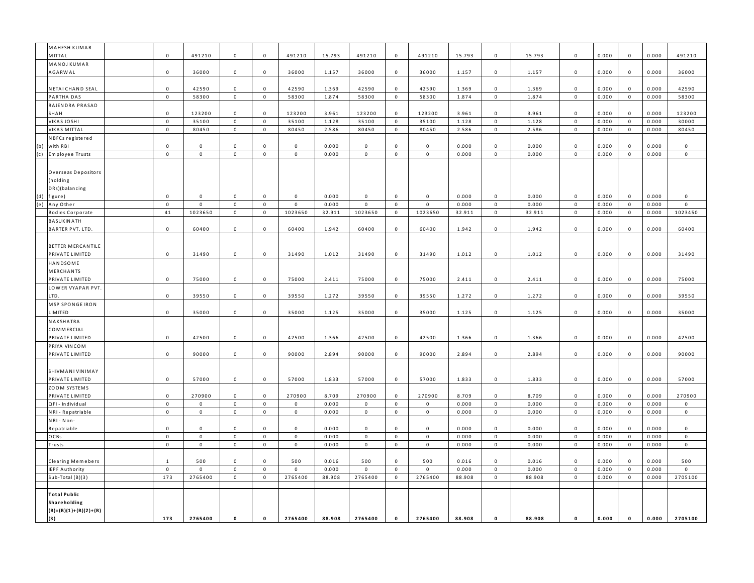| | | | | | | | | | | | | | | | | | | | |
|---|---|---|---|---|---|---|---|---|---|---|---|---|---|---|---|---|---|---|---|
| | MAHESH KUMAR MITTAL | | 0 | 491210 | 0 | 0 | 491210 | 15.793 | 491210 | 0 | 491210 | 15.793 | 0 | 15.793 | 0 | 0.000 | 0 | 0.000 | 491210 |
| | MANOJ KUMAR AGARWAL | | 0 | 36000 | 0 | 0 | 36000 | 1.157 | 36000 | 0 | 36000 | 1.157 | 0 | 1.157 | 0 | 0.000 | 0 | 0.000 | 36000 |
| | NETAI CHAND SEAL | | 0 | 42590 | 0 | 0 | 42590 | 1.369 | 42590 | 0 | 42590 | 1.369 | 0 | 1.369 | 0 | 0.000 | 0 | 0.000 | 42590 |
| | PARTHA DAS | | 0 | 58300 | 0 | 0 | 58300 | 1.874 | 58300 | 0 | 58300 | 1.874 | 0 | 1.874 | 0 | 0.000 | 0 | 0.000 | 58300 |
| | RAJENDRA PRASAD SHAH | | 0 | 123200 | 0 | 0 | 123200 | 3.961 | 123200 | 0 | 123200 | 3.961 | 0 | 3.961 | 0 | 0.000 | 0 | 0.000 | 123200 |
| | VIKAS JOSHI | | 0 | 35100 | 0 | 0 | 35100 | 1.128 | 35100 | 0 | 35100 | 1.128 | 0 | 1.128 | 0 | 0.000 | 0 | 0.000 | 30000 |
| | VIKAS MITTAL | | 0 | 80450 | 0 | 0 | 80450 | 2.586 | 80450 | 0 | 80450 | 2.586 | 0 | 2.586 | 0 | 0.000 | 0 | 0.000 | 80450 |
| (b) | NBFCs registered with RBI | | 0 | 0 | 0 | 0 | 0 | 0.000 | 0 | 0 | 0 | 0.000 | 0 | 0.000 | 0 | 0.000 | 0 | 0.000 | 0 |
| (c) | Employee Trusts | | 0 | 0 | 0 | 0 | 0 | 0.000 | 0 | 0 | 0 | 0.000 | 0 | 0.000 | 0 | 0.000 | 0 | 0.000 | 0 |
| (d) | Overseas Depositors (holding DRs)(balancing figure) | | 0 | 0 | 0 | 0 | 0 | 0.000 | 0 | 0 | 0 | 0.000 | 0 | 0.000 | 0 | 0.000 | 0 | 0.000 | 0 |
| (e) | Any Other | | 0 | 0 | 0 | 0 | 0 | 0.000 | 0 | 0 | 0 | 0.000 | 0 | 0.000 | 0 | 0.000 | 0 | 0.000 | 0 |
| | Bodies Corporate | | 41 | 1023650 | 0 | 0 | 1023650 | 32.911 | 1023650 | 0 | 1023650 | 32.911 | 0 | 32.911 | 0 | 0.000 | 0 | 0.000 | 1023450 |
| | BASUKINATH BARTER PVT. LTD. | | 0 | 60400 | 0 | 0 | 60400 | 1.942 | 60400 | 0 | 60400 | 1.942 | 0 | 1.942 | 0 | 0.000 | 0 | 0.000 | 60400 |
| | BETTER MERCANTILE PRIVATE LIMITED | | 0 | 31490 | 0 | 0 | 31490 | 1.012 | 31490 | 0 | 31490 | 1.012 | 0 | 1.012 | 0 | 0.000 | 0 | 0.000 | 31490 |
| | HANDSOME MERCHANTS PRIVATE LIMITED | | 0 | 75000 | 0 | 0 | 75000 | 2.411 | 75000 | 0 | 75000 | 2.411 | 0 | 2.411 | 0 | 0.000 | 0 | 0.000 | 75000 |
| | LOWER VYAPAR PVT. LTD. | | 0 | 39550 | 0 | 0 | 39550 | 1.272 | 39550 | 0 | 39550 | 1.272 | 0 | 1.272 | 0 | 0.000 | 0 | 0.000 | 39550 |
| | MSP SPONGE IRON LIMITED | | 0 | 35000 | 0 | 0 | 35000 | 1.125 | 35000 | 0 | 35000 | 1.125 | 0 | 1.125 | 0 | 0.000 | 0 | 0.000 | 35000 |
| | NAKSHATRA COMMERCIAL PRIVATE LIMITED | | 0 | 42500 | 0 | 0 | 42500 | 1.366 | 42500 | 0 | 42500 | 1.366 | 0 | 1.366 | 0 | 0.000 | 0 | 0.000 | 42500 |
| | PRIYA VINCOM PRIVATE LIMITED | | 0 | 90000 | 0 | 0 | 90000 | 2.894 | 90000 | 0 | 90000 | 2.894 | 0 | 2.894 | 0 | 0.000 | 0 | 0.000 | 90000 |
| | SHIVMANI VINIMAY PRIVATE LIMITED | | 0 | 57000 | 0 | 0 | 57000 | 1.833 | 57000 | 0 | 57000 | 1.833 | 0 | 1.833 | 0 | 0.000 | 0 | 0.000 | 57000 |
| | ZOOM SYSTEMS PRIVATE LIMITED | | 0 | 270900 | 0 | 0 | 270900 | 8.709 | 270900 | 0 | 270900 | 8.709 | 0 | 8.709 | 0 | 0.000 | 0 | 0.000 | 270900 |
| | QFI - Individual | | 0 | 0 | 0 | 0 | 0 | 0.000 | 0 | 0 | 0 | 0.000 | 0 | 0.000 | 0 | 0.000 | 0 | 0.000 | 0 |
| | NRI - Repatriable | | 0 | 0 | 0 | 0 | 0 | 0.000 | 0 | 0 | 0 | 0.000 | 0 | 0.000 | 0 | 0.000 | 0 | 0.000 | 0 |
| | NRI - Non-Repatriable | | 0 | 0 | 0 | 0 | 0 | 0.000 | 0 | 0 | 0 | 0.000 | 0 | 0.000 | 0 | 0.000 | 0 | 0.000 | 0 |
| | OCBs | | 0 | 0 | 0 | 0 | 0 | 0.000 | 0 | 0 | 0 | 0.000 | 0 | 0.000 | 0 | 0.000 | 0 | 0.000 | 0 |
| | Trusts | | 0 | 0 | 0 | 0 | 0 | 0.000 | 0 | 0 | 0 | 0.000 | 0 | 0.000 | 0 | 0.000 | 0 | 0.000 | 0 |
| | Clearing Memebers | | 1 | 500 | 0 | 0 | 500 | 0.016 | 500 | 0 | 500 | 0.016 | 0 | 0.016 | 0 | 0.000 | 0 | 0.000 | 500 |
| | IEPF Authority | | 0 | 0 | 0 | 0 | 0 | 0.000 | 0 | 0 | 0 | 0.000 | 0 | 0.000 | 0 | 0.000 | 0 | 0.000 | 0 |
| | Sub-Total (B)(3) | | 173 | 2765400 | 0 | 0 | 2765400 | 88.908 | 2765400 | 0 | 2765400 | 88.908 | 0 | 88.908 | 0 | 0.000 | 0 | 0.000 | 2705100 |
| | **Total Public Shareholding (B)=(B)(1)+(B)(2)+(B)(3)** | | **173** | **2765400** | **0** | **0** | **2765400** | **88.908** | **2765400** | **0** | **2765400** | **88.908** | **0** | **88.908** | **0** | **0.000** | **0** | **0.000** | **2705100** |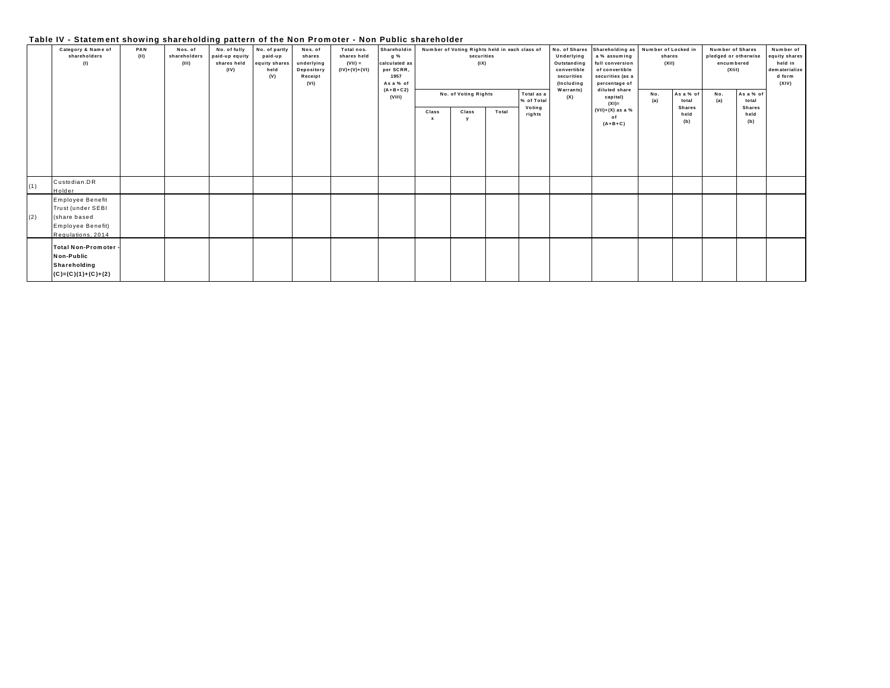### Table IV - Statement showing shareholding pattern of the Non Promoter - Non Public shareholder

| | Category & Name of shareholders (I) | PAN (II) | Nos. of shareholders (III) | No. of fully paid-up equity shares held (IV) | No. of partly paid-up equity shares held (V) | Nos. of shares underlying Depository Receipt (VI) | Total nos. shares held (VII) = (IV)+(V)+(VI) | Shareholding % calculated as per SCRR, 1957 As a % of (A+B+C2) (VIII) | Number of Voting Rights held in each class of securities (IX) | | | | No. of Shares Underlying Outstanding convertible securities (Including Warrants) (X) | Shareholding as a % assuming full conversion of convertible securities (as a percentage of diluted share capital) (XI)= (VII)+(X) as a % of (A+B+C) | Number of Locked in shares (XII) | | Number of Shares pledged or otherwise encumbered (XIII) | | Number of equity shares held in dematerialized form (XIV) |
|---|---|---|---|---|---|---|---|---|---|---|---|---|---|---|---|---|---|---|---|
| | | | | | | | | | No. of Voting Rights | | | Total as a % of Total Voting rights | | | No. (a) | As a % of total Shares held (b) | No. (a) | As a % of total Shares held (b) | |
| | | | | | | | | | Class x | Class y | Total | | | | | | | | |
| (1) | Custodian.DR Holder | | | | | | | | | | | | | | | | | | |
| (2) | Employee Benefit Trust (under SEBI (share based Employee Benefit) Regulations, 2014 | | | | | | | | | | | | | | | | | | |
| | **Total Non-Promoter - Non-Public Shareholding (C)=(C)(1)+(C)+(2)** | | | | | | | | | | | | | | | | | | |